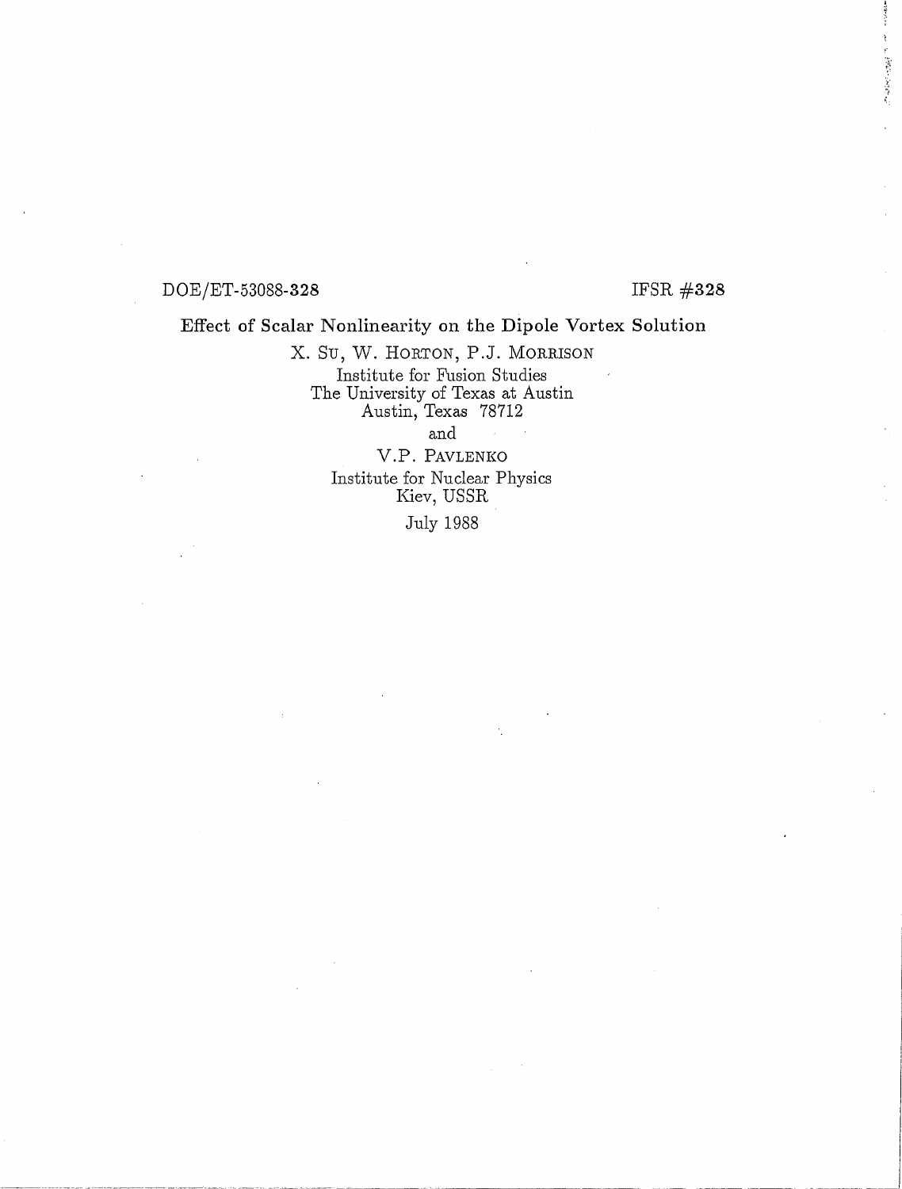DOE/ET-53088-**328** IFSR #**328**

# Effect of Scalar Nonlinearity on the Dipole Vortex Solution

X. Su, W. Horton, P.J. Morrison

Institute for Fusion Studies
The University of Texas at Austin
Austin, Texas 78712

and

V.P. Pavlenko

Institute for Nuclear Physics
Kiev, USSR

July 1988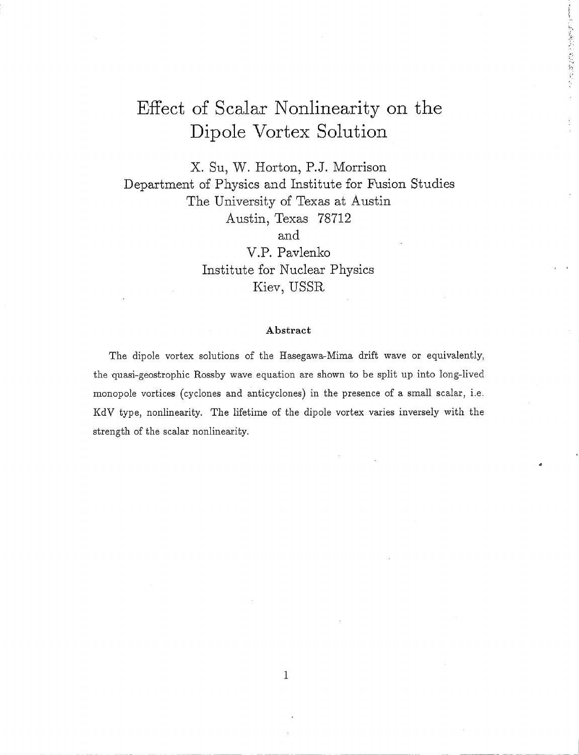# Effect of Scalar Nonlinearity on the Dipole Vortex Solution

X. Su, W. Horton, P.J. Morrison
Department of Physics and Institute for Fusion Studies
The University of Texas at Austin
Austin, Texas 78712
and
V.P. Pavlenko
Institute for Nuclear Physics
Kiev, USSR

### Abstract

The dipole vortex solutions of the Hasegawa-Mima drift wave or equivalently, the quasi-geostrophic Rossby wave equation are shown to be split up into long-lived monopole vortices (cyclones and anticyclones) in the presence of a small scalar, i.e. KdV type, nonlinearity. The lifetime of the dipole vortex varies inversely with the strength of the scalar nonlinearity.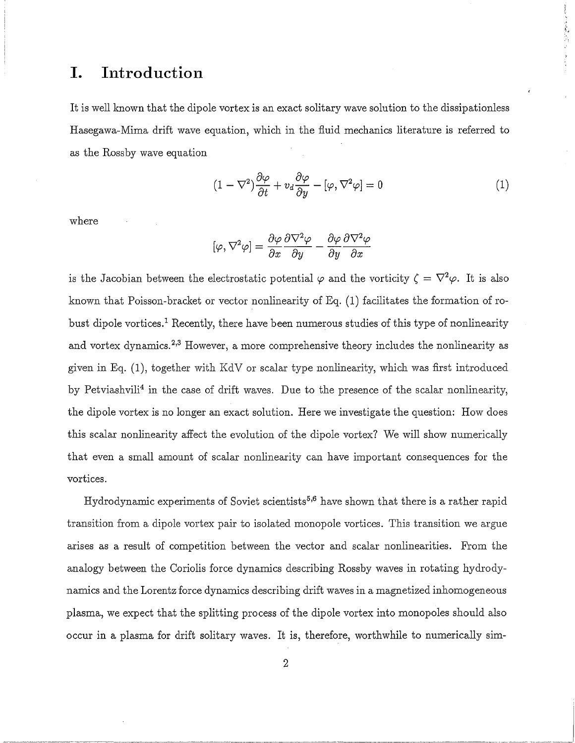# I. Introduction

It is well known that the dipole vortex is an exact solitary wave solution to the dissipationless Hasegawa-Mima drift wave equation, which in the fluid mechanics literature is referred to as the Rossby wave equation

$$(1 - \nabla^2)\frac{\partial \varphi}{\partial t} + v_d \frac{\partial \varphi}{\partial y} - [\varphi, \nabla^2 \varphi] = 0 \tag{1}$$

where

$$[\varphi, \nabla^2 \varphi] = \frac{\partial \varphi}{\partial x}\frac{\partial \nabla^2 \varphi}{\partial y} - \frac{\partial \varphi}{\partial y}\frac{\partial \nabla^2 \varphi}{\partial x}$$

is the Jacobian between the electrostatic potential $\varphi$ and the vorticity $\zeta = \nabla^2 \varphi$. It is also known that Poisson-bracket or vector nonlinearity of Eq. (1) facilitates the formation of robust dipole vortices.[1] Recently, there have been numerous studies of this type of nonlinearity and vortex dynamics.[2,3] However, a more comprehensive theory includes the nonlinearity as given in Eq. (1), together with KdV or scalar type nonlinearity, which was first introduced by Petviashvili[4] in the case of drift waves. Due to the presence of the scalar nonlinearity, the dipole vortex is no longer an exact solution. Here we investigate the question: How does this scalar nonlinearity affect the evolution of the dipole vortex? We will show numerically that even a small amount of scalar nonlinearity can have important consequences for the vortices.

Hydrodynamic experiments of Soviet scientists[5,6] have shown that there is a rather rapid transition from a dipole vortex pair to isolated monopole vortices. This transition we argue arises as a result of competition between the vector and scalar nonlinearities. From the analogy between the Coriolis force dynamics describing Rossby waves in rotating hydrodynamics and the Lorentz force dynamics describing drift waves in a magnetized inhomogeneous plasma, we expect that the splitting process of the dipole vortex into monopoles should also occur in a plasma for drift solitary waves. It is, therefore, worthwhile to numerically sim-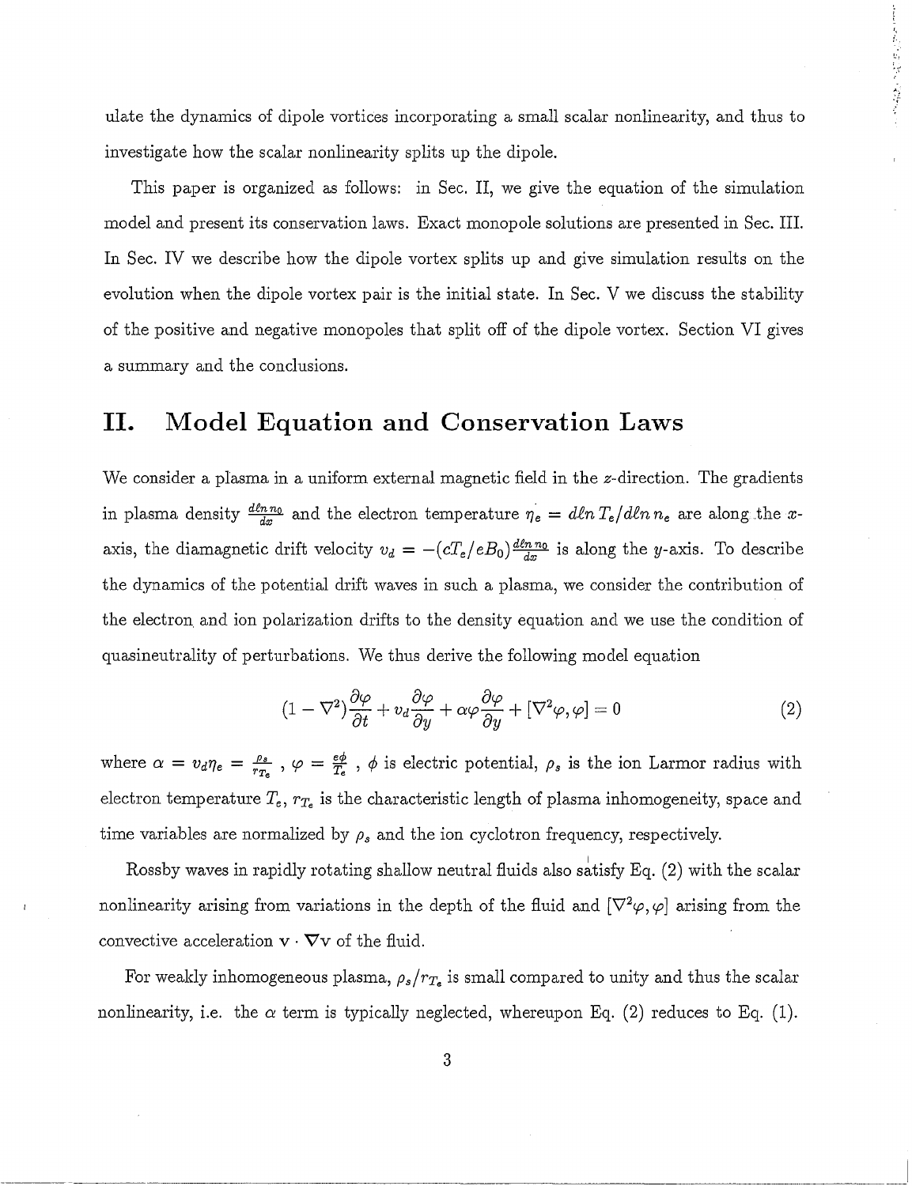ulate the dynamics of dipole vortices incorporating a small scalar nonlinearity, and thus to investigate how the scalar nonlinearity splits up the dipole.

This paper is organized as follows: in Sec. II, we give the equation of the simulation model and present its conservation laws. Exact monopole solutions are presented in Sec. III. In Sec. IV we describe how the dipole vortex splits up and give simulation results on the evolution when the dipole vortex pair is the initial state. In Sec. V we discuss the stability of the positive and negative monopoles that split off of the dipole vortex. Section VI gives a summary and the conclusions.

# II. Model Equation and Conservation Laws

We consider a plasma in a uniform external magnetic field in the $z$-direction. The gradients in plasma density $\frac{d\ell n\, n_0}{dx}$ and the electron temperature $\eta_e = d\ell n\, T_e / d\ell n\, n_e$ are along the $x$-axis, the diamagnetic drift velocity $v_d = -(cT_e/eB_0)\frac{d\ell n\, n_0}{dx}$ is along the $y$-axis. To describe the dynamics of the potential drift waves in such a plasma, we consider the contribution of the electron and ion polarization drifts to the density equation and we use the condition of quasineutrality of perturbations. We thus derive the following model equation

$$(1 - \nabla^2)\frac{\partial \varphi}{\partial t} + v_d \frac{\partial \varphi}{\partial y} + \alpha \varphi \frac{\partial \varphi}{\partial y} + [\nabla^2 \varphi, \varphi] = 0 \tag{2}$$

where $\alpha = v_d \eta_e = \frac{\rho_s}{r_{T_e}}$ , $\varphi = \frac{e\phi}{T_e}$ , $\phi$ is electric potential, $\rho_s$ is the ion Larmor radius with electron temperature $T_e$, $r_{T_e}$ is the characteristic length of plasma inhomogeneity, space and time variables are normalized by $\rho_s$ and the ion cyclotron frequency, respectively.

Rossby waves in rapidly rotating shallow neutral fluids also satisfy Eq. (2) with the scalar nonlinearity arising from variations in the depth of the fluid and $[\nabla^2 \varphi, \varphi]$ arising from the convective acceleration $\mathbf{v} \cdot \nabla \mathbf{v}$ of the fluid.

For weakly inhomogeneous plasma, $\rho_s / r_{T_e}$ is small compared to unity and thus the scalar nonlinearity, i.e. the $\alpha$ term is typically neglected, whereupon Eq. (2) reduces to Eq. (1).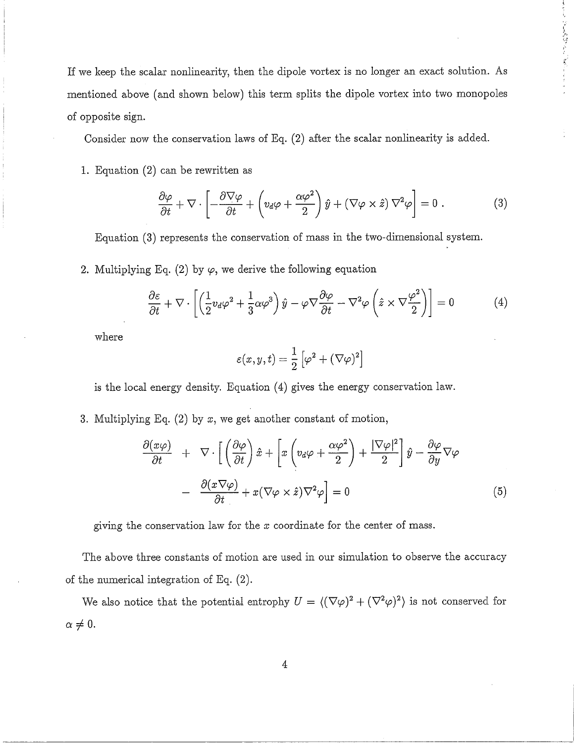If we keep the scalar nonlinearity, then the dipole vortex is no longer an exact solution. As mentioned above (and shown below) this term splits the dipole vortex into two monopoles of opposite sign.

Consider now the conservation laws of Eq. (2) after the scalar nonlinearity is added.

1. Equation (2) can be rewritten as

$$\frac{\partial \varphi}{\partial t} + \nabla \cdot \left[ -\frac{\partial \nabla \varphi}{\partial t} + \left( v_d \varphi + \frac{\alpha \varphi^2}{2} \right) \hat{y} + (\nabla \varphi \times \hat{z}) \nabla^2 \varphi \right] = 0 \, . \tag{3}$$

   Equation (3) represents the conservation of mass in the two-dimensional system.

2. Multiplying Eq. (2) by $\varphi$, we derive the following equation

$$\frac{\partial \varepsilon}{\partial t} + \nabla \cdot \left[ \left( \frac{1}{2} v_d \varphi^2 + \frac{1}{3} \alpha \varphi^3 \right) \hat{y} - \varphi \nabla \frac{\partial \varphi}{\partial t} - \nabla^2 \varphi \left( \hat{z} \times \nabla \frac{\varphi^2}{2} \right) \right] = 0 \tag{4}$$

   where

$$\varepsilon(x, y, t) = \frac{1}{2} \left[ \varphi^2 + (\nabla \varphi)^2 \right]$$

   is the local energy density. Equation (4) gives the energy conservation law.

3. Multiplying Eq. (2) by $x$, we get another constant of motion,

$$\begin{aligned} \frac{\partial (x\varphi)}{\partial t} \; &+ \; \nabla \cdot \left[ \left( \frac{\partial \varphi}{\partial t} \right) \hat{x} + \left[ x \left( v_d \varphi + \frac{\alpha \varphi^2}{2} \right) + \frac{|\nabla \varphi|^2}{2} \right] \hat{y} - \frac{\partial \varphi}{\partial y} \nabla \varphi \right. \\ &- \left. \frac{\partial (x \nabla \varphi)}{\partial t} + x (\nabla \varphi \times \hat{z}) \nabla^2 \varphi \right] = 0 \end{aligned} \tag{5}$$

   giving the conservation law for the $x$ coordinate for the center of mass.

The above three constants of motion are used in our simulation to observe the accuracy of the numerical integration of Eq. (2).

We also notice that the potential entrophy $U = \langle (\nabla \varphi)^2 + (\nabla^2 \varphi)^2 \rangle$ is not conserved for $\alpha \neq 0$.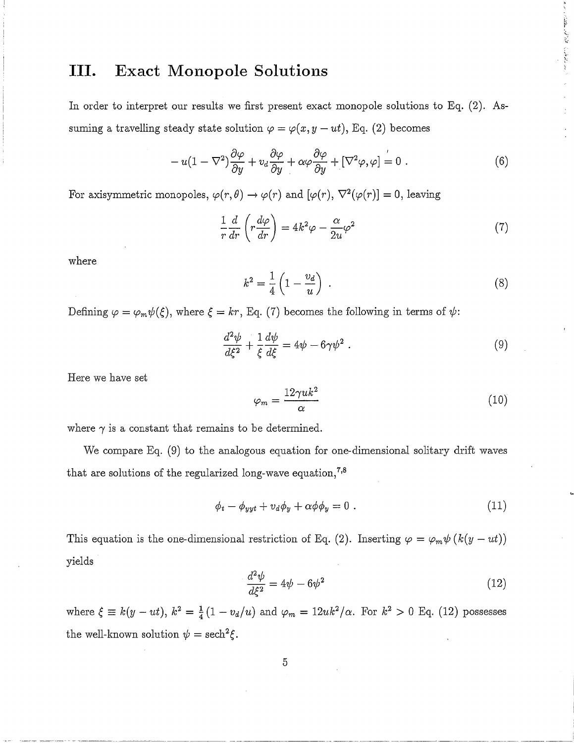## III. Exact Monopole Solutions

In order to interpret our results we first present exact monopole solutions to Eq. (2). Assuming a travelling steady state solution $\varphi = \varphi(x, y - ut)$, Eq. (2) becomes

$$-u(1 - \nabla^2)\frac{\partial \varphi}{\partial y} + v_d \frac{\partial \varphi}{\partial y} + \alpha \varphi \frac{\partial \varphi}{\partial y} + [\nabla^2 \varphi, \varphi] = 0 \; . \tag{6}$$

For axisymmetric monopoles, $\varphi(r, \theta) \rightarrow \varphi(r)$ and $[\varphi(r), \nabla^2(\varphi(r))] = 0$, leaving

$$\frac{1}{r}\frac{d}{dr}\left(r \frac{d\varphi}{dr}\right) = 4k^2 \varphi - \frac{\alpha}{2u}\varphi^2 \tag{7}$$

where

$$k^2 = \frac{1}{4}\left(1 - \frac{v_d}{u}\right) \; . \tag{8}$$

Defining $\varphi = \varphi_m \psi(\xi)$, where $\xi = kr$, Eq. (7) becomes the following in terms of $\psi$:

$$\frac{d^2\psi}{d\xi^2} + \frac{1}{\xi}\frac{d\psi}{d\xi} = 4\psi - 6\gamma\psi^2 \; . \tag{9}$$

Here we have set

$$\varphi_m = \frac{12\gamma u k^2}{\alpha} \tag{10}$$

where $\gamma$ is a constant that remains to be determined.

We compare Eq. (9) to the analogous equation for one-dimensional solitary drift waves that are solutions of the regularized long-wave equation,[7,8]

$$\phi_t - \phi_{yyt} + v_d \phi_y + \alpha \phi \phi_y = 0 \; . \tag{11}$$

This equation is the one-dimensional restriction of Eq. (2). Inserting $\varphi = \varphi_m \psi\left(k(y - ut)\right)$ yields

$$\frac{d^2\psi}{d\xi^2} = 4\psi - 6\psi^2 \tag{12}$$

where $\xi \equiv k(y - ut)$, $k^2 = \frac{1}{4}(1 - v_d/u)$ and $\varphi_m = 12uk^2/\alpha$. For $k^2 > 0$ Eq. (12) possesses the well-known solution $\psi = \text{sech}^2\xi$.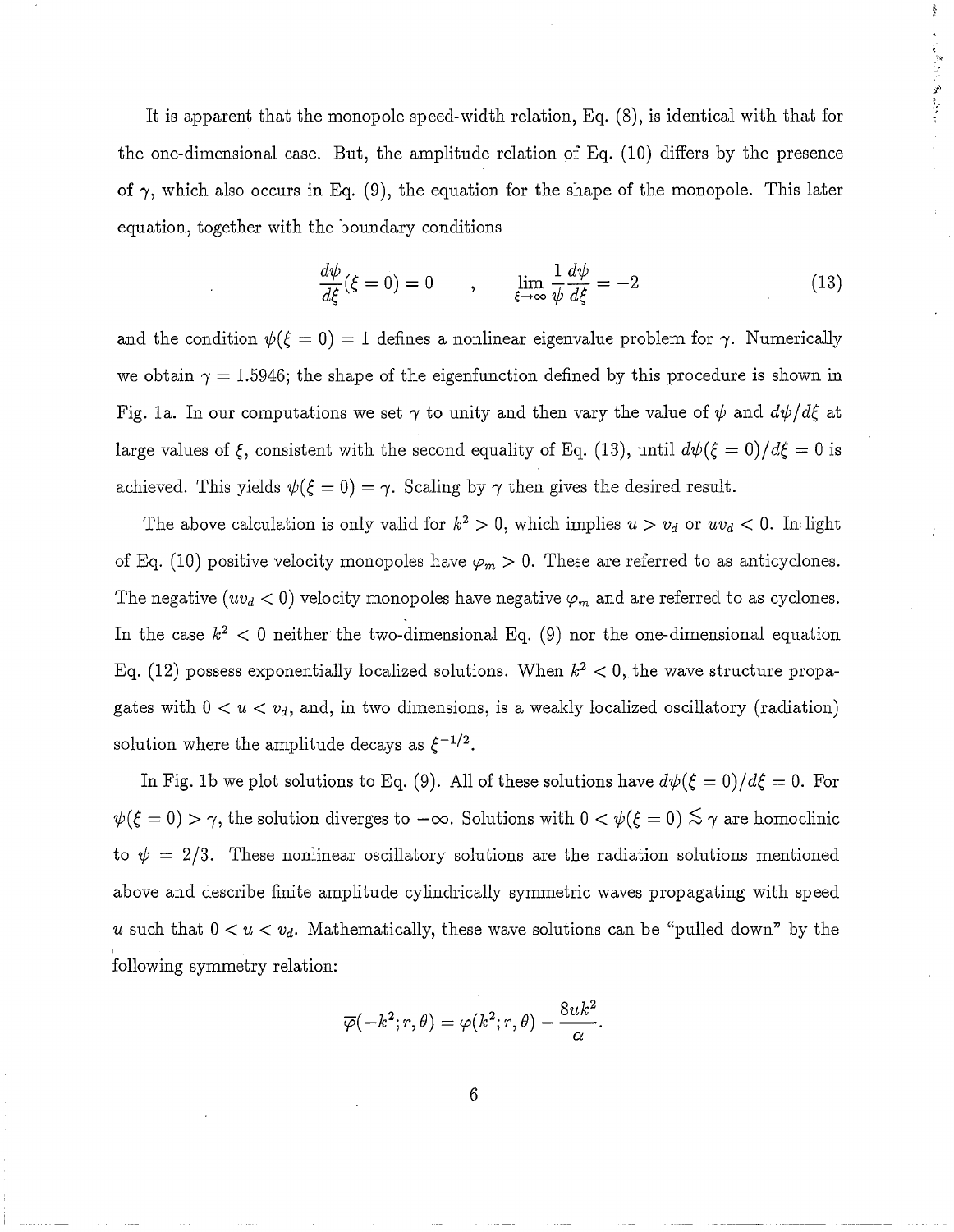It is apparent that the monopole speed-width relation, Eq. (8), is identical with that for the one-dimensional case. But, the amplitude relation of Eq. (10) differs by the presence of $\gamma$, which also occurs in Eq. (9), the equation for the shape of the monopole. This later equation, together with the boundary conditions

$$\frac{d\psi}{d\xi}(\xi = 0) = 0 \quad , \quad \lim_{\xi \to \infty} \frac{1}{\psi} \frac{d\psi}{d\xi} = -2 \tag{13}$$

and the condition $\psi(\xi = 0) = 1$ defines a nonlinear eigenvalue problem for $\gamma$. Numerically we obtain $\gamma = 1.5946$; the shape of the eigenfunction defined by this procedure is shown in Fig. 1a. In our computations we set $\gamma$ to unity and then vary the value of $\psi$ and $d\psi/d\xi$ at large values of $\xi$, consistent with the second equality of Eq. (13), until $d\psi(\xi = 0)/d\xi = 0$ is achieved. This yields $\psi(\xi = 0) = \gamma$. Scaling by $\gamma$ then gives the desired result.

The above calculation is only valid for $k^2 > 0$, which implies $u > v_d$ or $uv_d < 0$. In light of Eq. (10) positive velocity monopoles have $\varphi_m > 0$. These are referred to as anticyclones. The negative ($uv_d < 0$) velocity monopoles have negative $\varphi_m$ and are referred to as cyclones. In the case $k^2 < 0$ neither the two-dimensional Eq. (9) nor the one-dimensional equation Eq. (12) possess exponentially localized solutions. When $k^2 < 0$, the wave structure propagates with $0 < u < v_d$, and, in two dimensions, is a weakly localized oscillatory (radiation) solution where the amplitude decays as $\xi^{-1/2}$.

In Fig. 1b we plot solutions to Eq. (9). All of these solutions have $d\psi(\xi = 0)/d\xi = 0$. For $\psi(\xi = 0) > \gamma$, the solution diverges to $-\infty$. Solutions with $0 < \psi(\xi = 0) \lesssim \gamma$ are homoclinic to $\psi = 2/3$. These nonlinear oscillatory solutions are the radiation solutions mentioned above and describe finite amplitude cylindrically symmetric waves propagating with speed $u$ such that $0 < u < v_d$. Mathematically, these wave solutions can be "pulled down" by the following symmetry relation:

$$\overline{\varphi}(-k^2; r, \theta) = \varphi(k^2; r, \theta) - \frac{8uk^2}{\alpha}.$$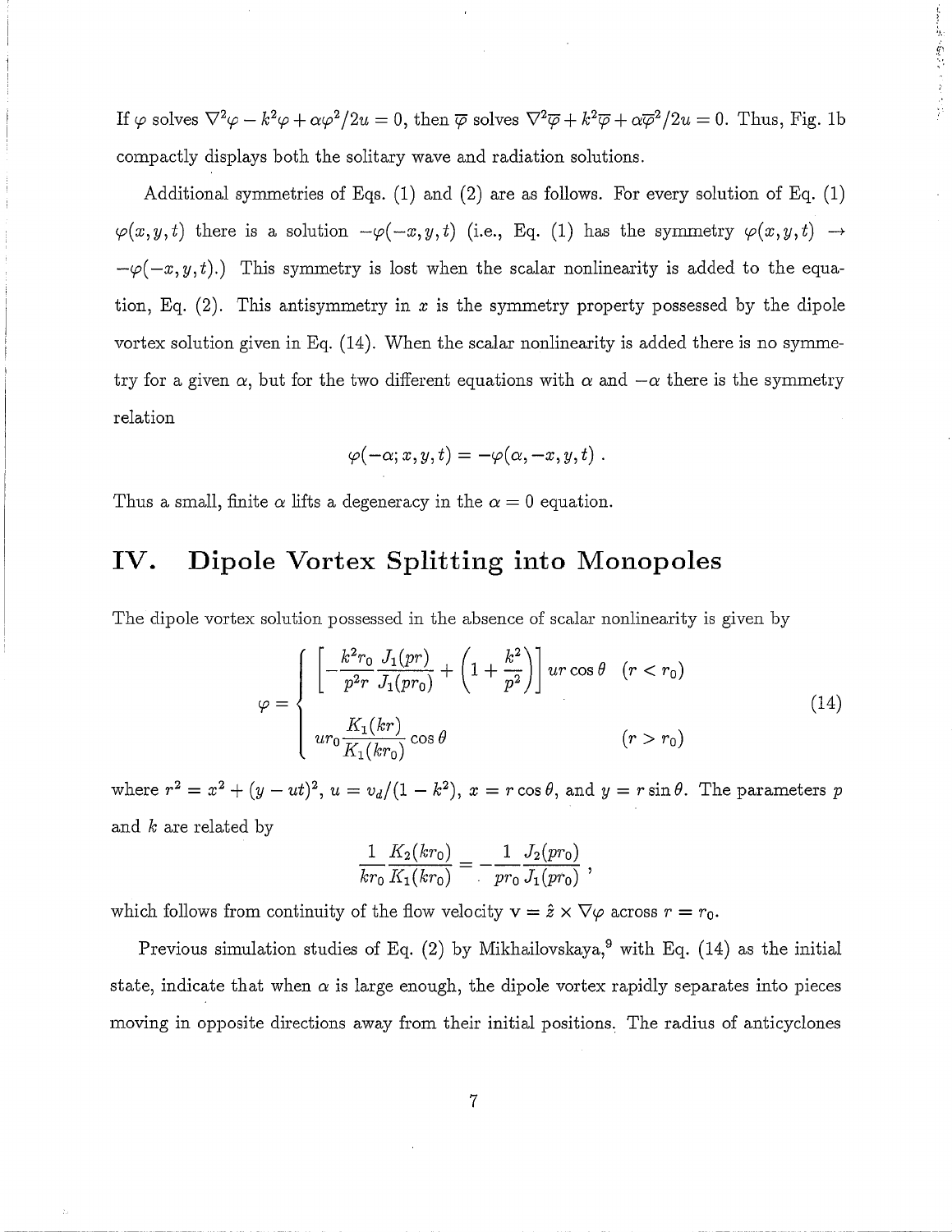If $\varphi$ solves $\nabla^2\varphi - k^2\varphi + \alpha\varphi^2/2u = 0$, then $\overline{\varphi}$ solves $\nabla^2\overline{\varphi} + k^2\overline{\varphi} + \alpha\overline{\varphi}^2/2u = 0$. Thus, Fig. 1b compactly displays both the solitary wave and radiation solutions.

Additional symmetries of Eqs. (1) and (2) are as follows. For every solution of Eq. (1) $\varphi(x, y, t)$ there is a solution $-\varphi(-x, y, t)$ (i.e., Eq. (1) has the symmetry $\varphi(x, y, t) \rightarrow -\varphi(-x, y, t)$.) This symmetry is lost when the scalar nonlinearity is added to the equation, Eq. (2). This antisymmetry in $x$ is the symmetry property possessed by the dipole vortex solution given in Eq. (14). When the scalar nonlinearity is added there is no symmetry for a given $\alpha$, but for the two different equations with $\alpha$ and $-\alpha$ there is the symmetry relation

$$\varphi(-\alpha; x, y, t) = -\varphi(\alpha, -x, y, t) \; .$$

Thus a small, finite $\alpha$ lifts a degeneracy in the $\alpha = 0$ equation.

## IV. Dipole Vortex Splitting into Monopoles

The dipole vortex solution possessed in the absence of scalar nonlinearity is given by

$$\varphi = \begin{cases} \left[ -\dfrac{k^2 r_0}{p^2 r} \dfrac{J_1(pr)}{J_1(pr_0)} + \left(1 + \dfrac{k^2}{p^2}\right) \right] ur\cos\theta & (r < r_0) \\[2ex] ur_0 \dfrac{K_1(kr)}{K_1(kr_0)} \cos\theta & (r > r_0) \end{cases} \tag{14}$$

where $r^2 = x^2 + (y - ut)^2$, $u = v_d/(1 - k^2)$, $x = r\cos\theta$, and $y = r\sin\theta$. The parameters $p$ and $k$ are related by

$$\frac{1}{kr_0} \frac{K_2(kr_0)}{K_1(kr_0)} = -\frac{1}{pr_0} \frac{J_2(pr_0)}{J_1(pr_0)} \; ,$$

which follows from continuity of the flow velocity $\mathbf{v} = \hat{z} \times \nabla\varphi$ across $r = r_0$.

Previous simulation studies of Eq. (2) by Mikhailovskaya,[9] with Eq. (14) as the initial state, indicate that when $\alpha$ is large enough, the dipole vortex rapidly separates into pieces moving in opposite directions away from their initial positions. The radius of anticyclones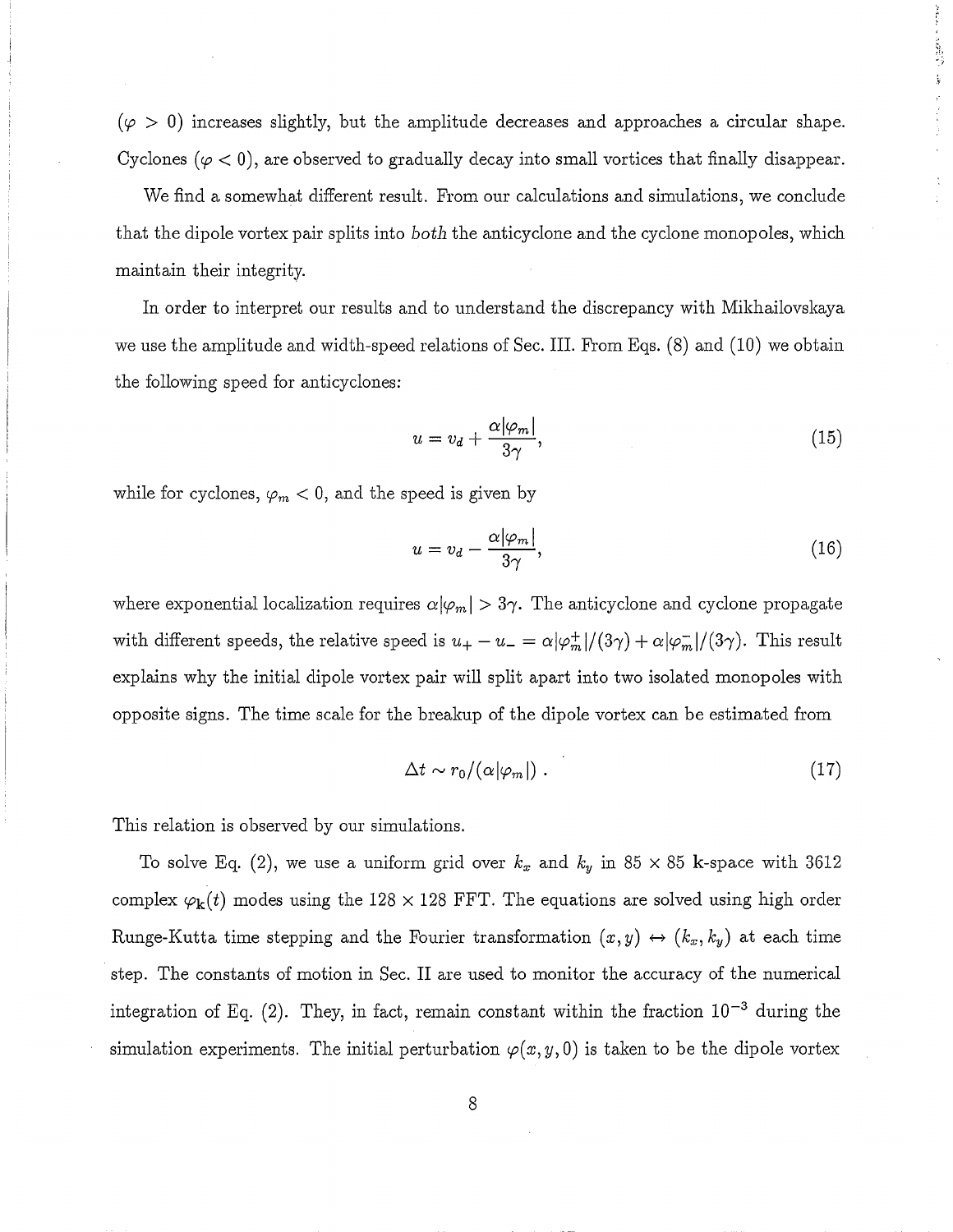($\varphi > 0$) increases slightly, but the amplitude decreases and approaches a circular shape. Cyclones ($\varphi < 0$), are observed to gradually decay into small vortices that finally disappear.

We find a somewhat different result. From our calculations and simulations, we conclude that the dipole vortex pair splits into *both* the anticyclone and the cyclone monopoles, which maintain their integrity.

In order to interpret our results and to understand the discrepancy with Mikhailovskaya we use the amplitude and width-speed relations of Sec. III. From Eqs. (8) and (10) we obtain the following speed for anticyclones:

$$u = v_d + \frac{\alpha|\varphi_m|}{3\gamma}, \tag{15}$$

while for cyclones, $\varphi_m < 0$, and the speed is given by

$$u = v_d - \frac{\alpha|\varphi_m|}{3\gamma}, \tag{16}$$

where exponential localization requires $\alpha|\varphi_m| > 3\gamma$. The anticyclone and cyclone propagate with different speeds, the relative speed is $u_+ - u_- = \alpha|\varphi_m^+|/(3\gamma) + \alpha|\varphi_m^-|/(3\gamma)$. This result explains why the initial dipole vortex pair will split apart into two isolated monopoles with opposite signs. The time scale for the breakup of the dipole vortex can be estimated from

$$\Delta t \sim r_0/(\alpha|\varphi_m|) \; . \tag{17}$$

This relation is observed by our simulations.

To solve Eq. (2), we use a uniform grid over $k_x$ and $k_y$ in $85 \times 85$ **k**-space with 3612 complex $\varphi_{\mathbf{k}}(t)$ modes using the $128 \times 128$ FFT. The equations are solved using high order Runge-Kutta time stepping and the Fourier transformation $(x, y) \leftrightarrow (k_x, k_y)$ at each time step. The constants of motion in Sec. II are used to monitor the accuracy of the numerical integration of Eq. (2). They, in fact, remain constant within the fraction $10^{-3}$ during the simulation experiments. The initial perturbation $\varphi(x, y, 0)$ is taken to be the dipole vortex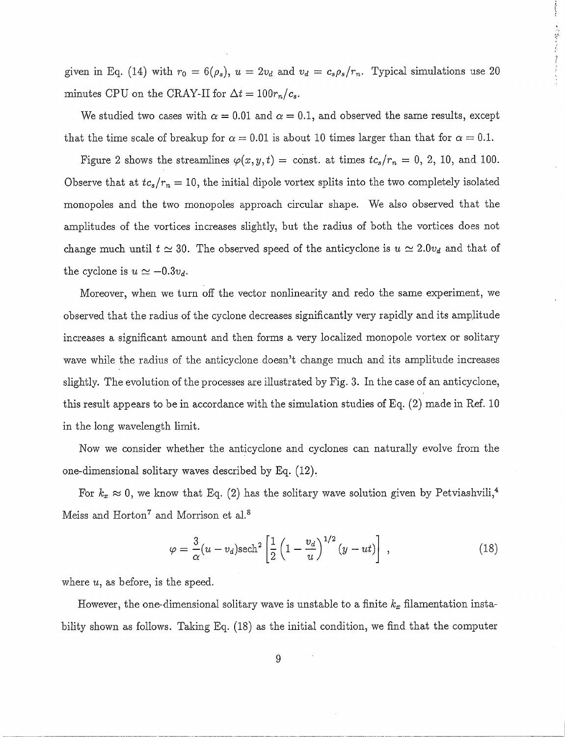given in Eq. (14) with $r_0 = 6(\rho_s)$, $u = 2v_d$ and $v_d = c_s\rho_s/r_n$. Typical simulations use 20 minutes CPU on the CRAY-II for $\Delta t = 100 r_n/c_s$.

We studied two cases with $\alpha = 0.01$ and $\alpha = 0.1$, and observed the same results, except that the time scale of breakup for $\alpha = 0.01$ is about 10 times larger than that for $\alpha = 0.1$.

Figure 2 shows the streamlines $\varphi(x, y, t) =$ const. at times $tc_s/r_n = 0$, 2, 10, and 100. Observe that at $tc_s/r_n = 10$, the initial dipole vortex splits into the two completely isolated monopoles and the two monopoles approach circular shape. We also observed that the amplitudes of the vortices increases slightly, but the radius of both the vortices does not change much until $t \simeq 30$. The observed speed of the anticyclone is $u \simeq 2.0 v_d$ and that of the cyclone is $u \simeq -0.3 v_d$.

Moreover, when we turn off the vector nonlinearity and redo the same experiment, we observed that the radius of the cyclone decreases significantly very rapidly and its amplitude increases a significant amount and then forms a very localized monopole vortex or solitary wave while the radius of the anticyclone doesn't change much and its amplitude increases slightly. The evolution of the processes are illustrated by Fig. 3. In the case of an anticyclone, this result appears to be in accordance with the simulation studies of Eq. (2) made in Ref. 10 in the long wavelength limit.

Now we consider whether the anticyclone and cyclones can naturally evolve from the one-dimensional solitary waves described by Eq. (12).

For $k_x \approx 0$, we know that Eq. (2) has the solitary wave solution given by Petviashvili,[4] Meiss and Horton[7] and Morrison et al.[8]

$$\varphi = \frac{3}{\alpha}(u - v_d)\mathrm{sech}^2\left[\frac{1}{2}\left(1 - \frac{v_d}{u}\right)^{1/2}(y - ut)\right], \tag{18}$$

where $u$, as before, is the speed.

However, the one-dimensional solitary wave is unstable to a finite $k_x$ filamentation instability shown as follows. Taking Eq. (18) as the initial condition, we find that the computer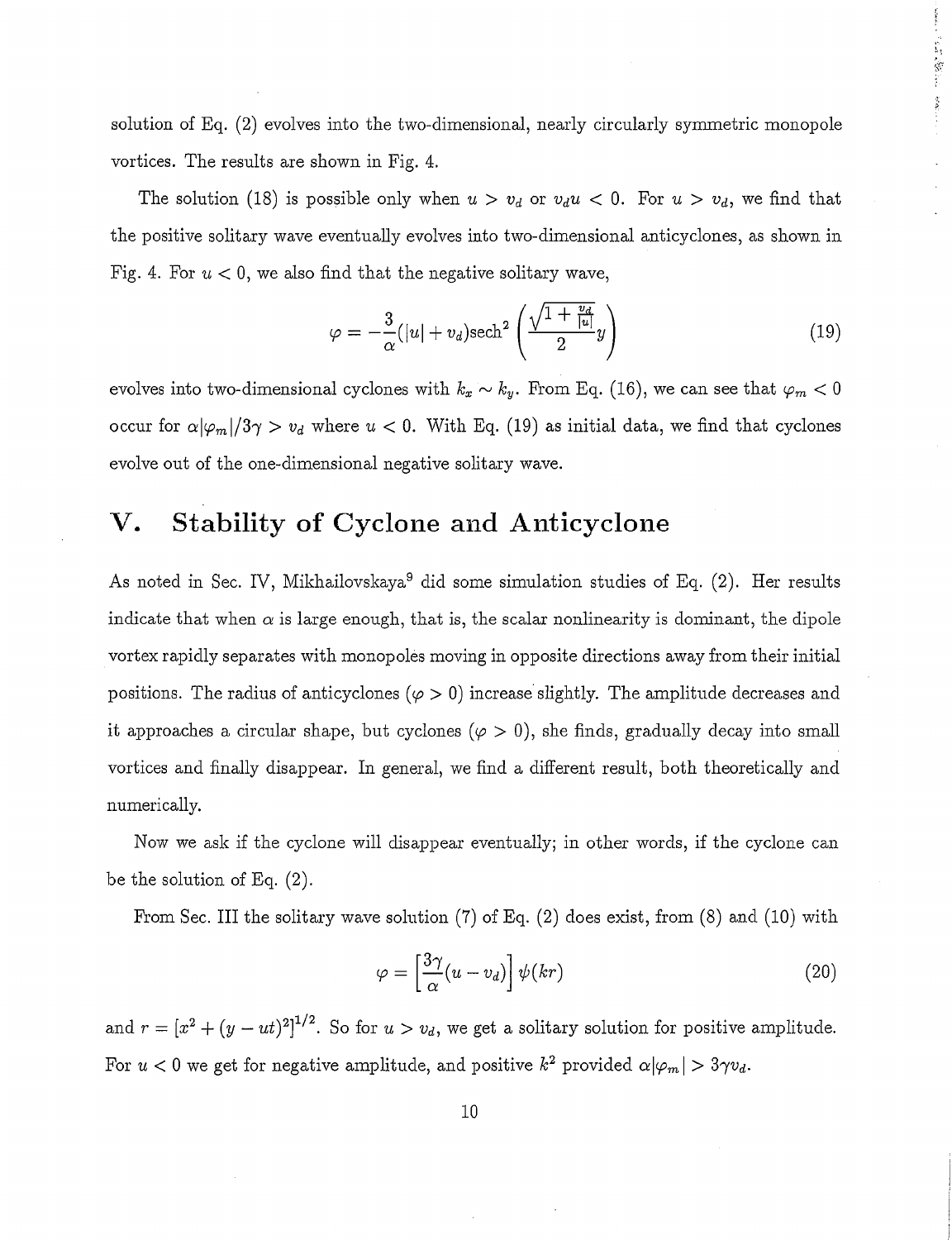solution of Eq. (2) evolves into the two-dimensional, nearly circularly symmetric monopole vortices. The results are shown in Fig. 4.

The solution (18) is possible only when $u > v_d$ or $v_d u < 0$. For $u > v_d$, we find that the positive solitary wave eventually evolves into two-dimensional anticyclones, as shown in Fig. 4. For $u < 0$, we also find that the negative solitary wave,

$$\varphi = -\frac{3}{\alpha}(|u| + v_d)\text{sech}^2\left(\frac{\sqrt{1+\frac{v_d}{|u|}}}{2}y\right) \tag{19}$$

evolves into two-dimensional cyclones with $k_x \sim k_y$. From Eq. (16), we can see that $\varphi_m < 0$ occur for $\alpha|\varphi_m|/3\gamma > v_d$ where $u < 0$. With Eq. (19) as initial data, we find that cyclones evolve out of the one-dimensional negative solitary wave.

## V. Stability of Cyclone and Anticyclone

As noted in Sec. IV, Mikhailovskaya[9] did some simulation studies of Eq. (2). Her results indicate that when $\alpha$ is large enough, that is, the scalar nonlinearity is dominant, the dipole vortex rapidly separates with monopoles moving in opposite directions away from their initial positions. The radius of anticyclones ($\varphi > 0$) increase slightly. The amplitude decreases and it approaches a circular shape, but cyclones ($\varphi > 0$), she finds, gradually decay into small vortices and finally disappear. In general, we find a different result, both theoretically and numerically.

Now we ask if the cyclone will disappear eventually; in other words, if the cyclone can be the solution of Eq. (2).

From Sec. III the solitary wave solution (7) of Eq. (2) does exist, from (8) and (10) with

$$\varphi = \left[\frac{3\gamma}{\alpha}(u - v_d)\right]\psi(kr) \tag{20}$$

and $r = [x^2 + (y - ut)^2]^{1/2}$. So for $u > v_d$, we get a solitary solution for positive amplitude. For $u < 0$ we get for negative amplitude, and positive $k^2$ provided $\alpha|\varphi_m| > 3\gamma v_d$.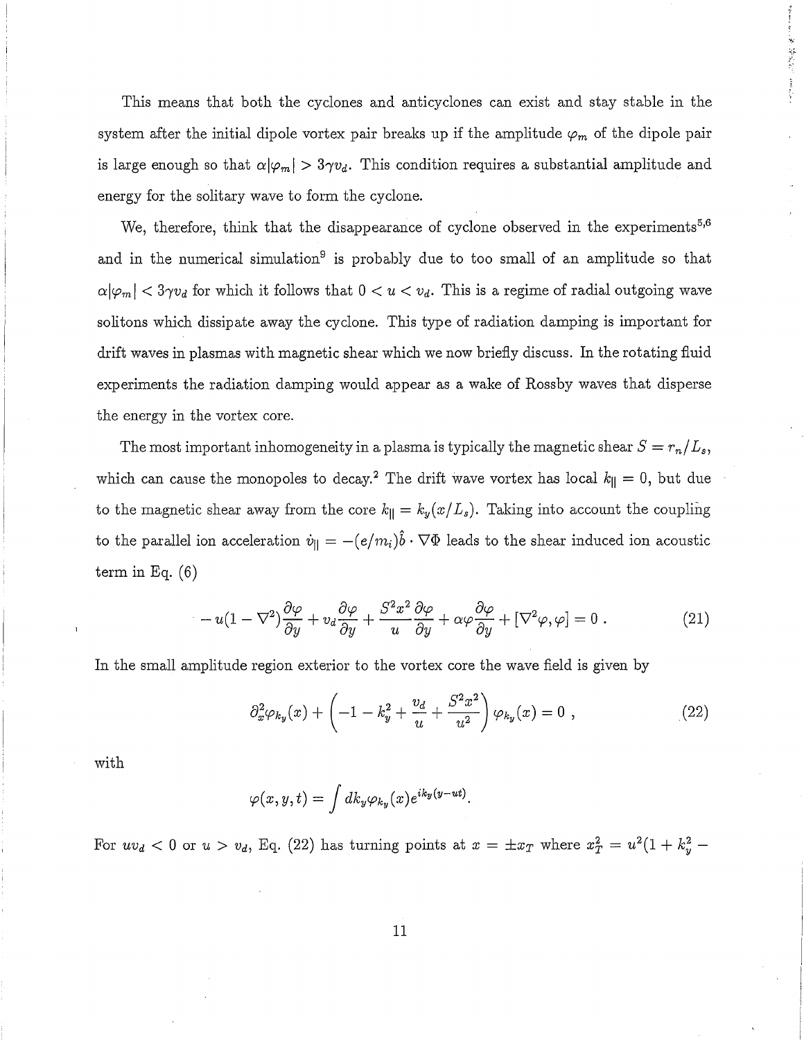This means that both the cyclones and anticyclones can exist and stay stable in the system after the initial dipole vortex pair breaks up if the amplitude $\varphi_m$ of the dipole pair is large enough so that $\alpha|\varphi_m| > 3\gamma v_d$. This condition requires a substantial amplitude and energy for the solitary wave to form the cyclone.

We, therefore, think that the disappearance of cyclone observed in the experiments[5,6] and in the numerical simulation[9] is probably due to too small of an amplitude so that $\alpha|\varphi_m| < 3\gamma v_d$ for which it follows that $0 < u < v_d$. This is a regime of radial outgoing wave solitons which dissipate away the cyclone. This type of radiation damping is important for drift waves in plasmas with magnetic shear which we now briefly discuss. In the rotating fluid experiments the radiation damping would appear as a wake of Rossby waves that disperse the energy in the vortex core.

The most important inhomogeneity in a plasma is typically the magnetic shear $S = r_n/L_s$, which can cause the monopoles to decay.[2] The drift wave vortex has local $k_\parallel = 0$, but due to the magnetic shear away from the core $k_\parallel = k_y(x/L_s)$. Taking into account the coupling to the parallel ion acceleration $\dot{v}_\parallel = -(e/m_i)\hat{b}\cdot\nabla\Phi$ leads to the shear induced ion acoustic term in Eq. (6)

$$-u(1-\nabla^2)\frac{\partial\varphi}{\partial y} + v_d\frac{\partial\varphi}{\partial y} + \frac{S^2x^2}{u}\frac{\partial\varphi}{\partial y} + \alpha\varphi\frac{\partial\varphi}{\partial y} + [\nabla^2\varphi,\varphi] = 0 \ . \tag{21}$$

In the small amplitude region exterior to the vortex core the wave field is given by

$$\partial_x^2\varphi_{k_y}(x) + \left(-1 - k_y^2 + \frac{v_d}{u} + \frac{S^2x^2}{u^2}\right)\varphi_{k_y}(x) = 0 \ , \tag{22}$$

with

$$\varphi(x,y,t) = \int dk_y \varphi_{k_y}(x) e^{ik_y(y-ut)}.$$

For $uv_d < 0$ or $u > v_d$, Eq. (22) has turning points at $x = \pm x_T$ where $x_T^2 = u^2(1 + k_y^2 -$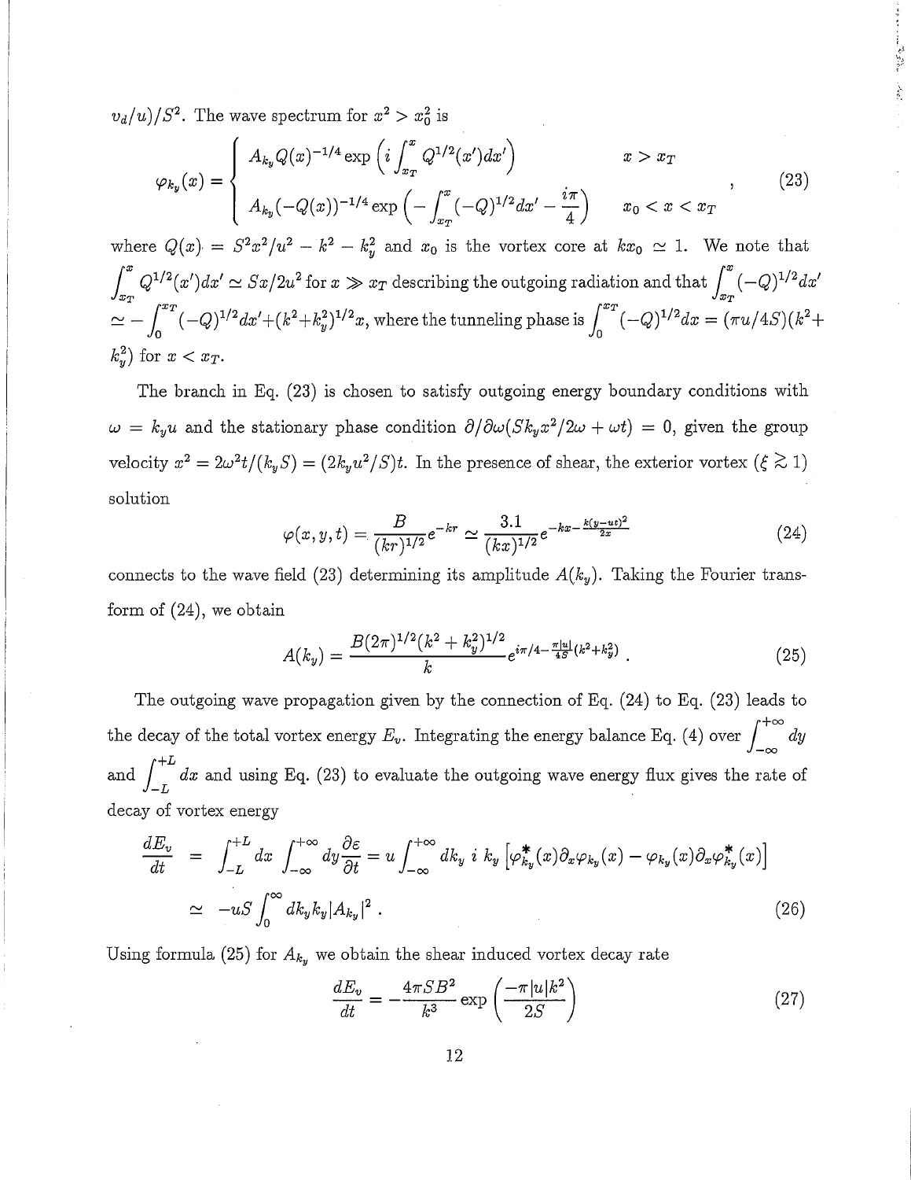$v_d/u)/S^2$. The wave spectrum for $x^2 > x_0^2$ is

$$
\varphi_{k_y}(x) = \begin{cases} A_{k_y} Q(x)^{-1/4} \exp\left( i \int_{x_T}^{x} Q^{1/2}(x')dx' \right) & x > x_T \\ A_{k_y}(-Q(x))^{-1/4} \exp\left( -\int_{x_T}^{x} (-Q)^{1/2} dx' - \frac{i\pi}{4} \right) & x_0 < x < x_T \end{cases} , \tag{23}
$$

where $Q(x) = S^2 x^2/u^2 - k^2 - k_y^2$ and $x_0$ is the vortex core at $kx_0 \simeq 1$. We note that $\int_{x_T}^{x} Q^{1/2}(x')dx' \simeq Sx/2u^2$ for $x \gg x_T$ describing the outgoing radiation and that $\int_{x_T}^{x} (-Q)^{1/2} dx'$ $\simeq -\int_{0}^{x_T} (-Q)^{1/2} dx' + (k^2+k_y^2)^{1/2} x$, where the tunneling phase is $\int_0^{x_T} (-Q)^{1/2} dx = (\pi u/4S)(k^2 + k_y^2)$ for $x < x_T$.

The branch in Eq. (23) is chosen to satisfy outgoing energy boundary conditions with $\omega = k_y u$ and the stationary phase condition $\partial/\partial\omega(Sk_y x^2/2\omega + \omega t) = 0$, given the group velocity $x^2 = 2\omega^2 t/(k_y S) = (2k_y u^2/S)t$. In the presence of shear, the exterior vortex ($\xi \gtrsim 1$) solution

$$
\varphi(x, y, t) = \frac{B}{(kr)^{1/2}} e^{-kr} \simeq \frac{3.1}{(kx)^{1/2}} e^{-kx - \frac{k(y-ut)^2}{2x}} \tag{24}
$$

connects to the wave field (23) determining its amplitude $A(k_y)$. Taking the Fourier transform of (24), we obtain

$$
A(k_y) = \frac{B(2\pi)^{1/2}(k^2 + k_y^2)^{1/2}}{k} e^{i\pi/4 - \frac{\pi|u|}{4S}(k^2 + k_y^2)} . \tag{25}
$$

The outgoing wave propagation given by the connection of Eq. (24) to Eq. (23) leads to the decay of the total vortex energy $E_v$. Integrating the energy balance Eq. (4) over $\int_{-\infty}^{+\infty} dy$ and $\int_{-L}^{+L} dx$ and using Eq. (23) to evaluate the outgoing wave energy flux gives the rate of decay of vortex energy

$$
\begin{aligned}
\frac{dE_v}{dt} &= \int_{-L}^{+L} dx \int_{-\infty}^{+\infty} dy \frac{\partial \varepsilon}{\partial t} = u \int_{-\infty}^{+\infty} dk_y \; i \; k_y \left[ \varphi_{k_y}^*(x) \partial_x \varphi_{k_y}(x) - \varphi_{k_y}(x) \partial_x \varphi_{k_y}^*(x) \right] \\
&\simeq -uS \int_0^{\infty} dk_y k_y |A_{k_y}|^2 . \qquad (26)
\end{aligned}
$$

Using formula (25) for $A_{k_y}$ we obtain the shear induced vortex decay rate

$$
\frac{dE_v}{dt} = -\frac{4\pi S B^2}{k^3} \exp\left( \frac{-\pi|u|k^2}{2S} \right) \tag{27}
$$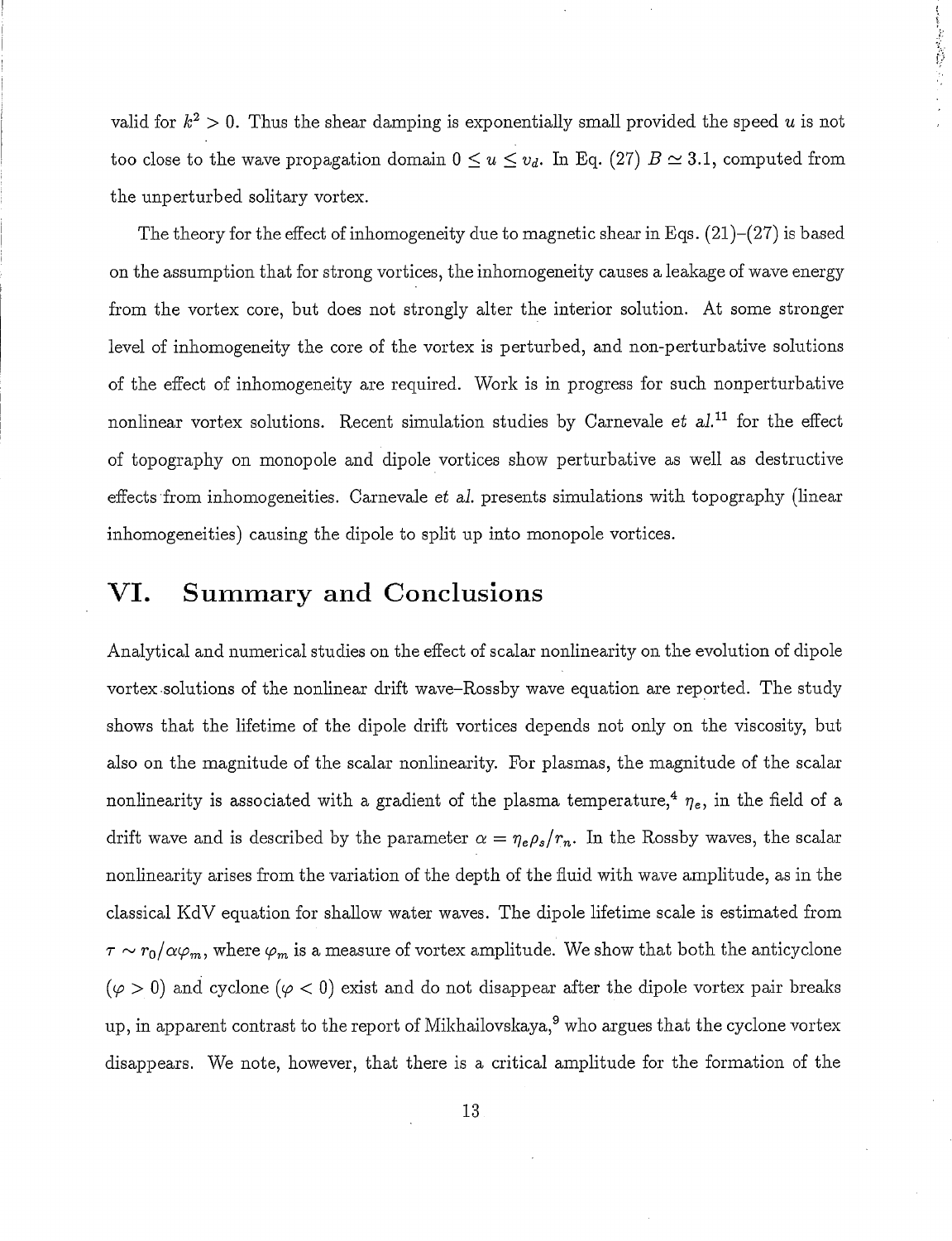valid for $k^2 > 0$. Thus the shear damping is exponentially small provided the speed $u$ is not too close to the wave propagation domain $0 \leq u \leq v_d$. In Eq. (27) $B \simeq 3.1$, computed from the unperturbed solitary vortex.

The theory for the effect of inhomogeneity due to magnetic shear in Eqs. (21)–(27) is based on the assumption that for strong vortices, the inhomogeneity causes a leakage of wave energy from the vortex core, but does not strongly alter the interior solution. At some stronger level of inhomogeneity the core of the vortex is perturbed, and non-perturbative solutions of the effect of inhomogeneity are required. Work is in progress for such nonperturbative nonlinear vortex solutions. Recent simulation studies by Carnevale *et al.*[11] for the effect of topography on monopole and dipole vortices show perturbative as well as destructive effects from inhomogeneities. Carnevale *et al.* presents simulations with topography (linear inhomogeneities) causing the dipole to split up into monopole vortices.

## VI. Summary and Conclusions

Analytical and numerical studies on the effect of scalar nonlinearity on the evolution of dipole vortex solutions of the nonlinear drift wave–Rossby wave equation are reported. The study shows that the lifetime of the dipole drift vortices depends not only on the viscosity, but also on the magnitude of the scalar nonlinearity. For plasmas, the magnitude of the scalar nonlinearity is associated with a gradient of the plasma temperature,[4] $\eta_e$, in the field of a drift wave and is described by the parameter $\alpha = \eta_e \rho_s / r_n$. In the Rossby waves, the scalar nonlinearity arises from the variation of the depth of the fluid with wave amplitude, as in the classical KdV equation for shallow water waves. The dipole lifetime scale is estimated from $\tau \sim r_0/\alpha\varphi_m$, where $\varphi_m$ is a measure of vortex amplitude. We show that both the anticyclone ($\varphi > 0$) and cyclone ($\varphi < 0$) exist and do not disappear after the dipole vortex pair breaks up, in apparent contrast to the report of Mikhailovskaya,[9] who argues that the cyclone vortex disappears. We note, however, that there is a critical amplitude for the formation of the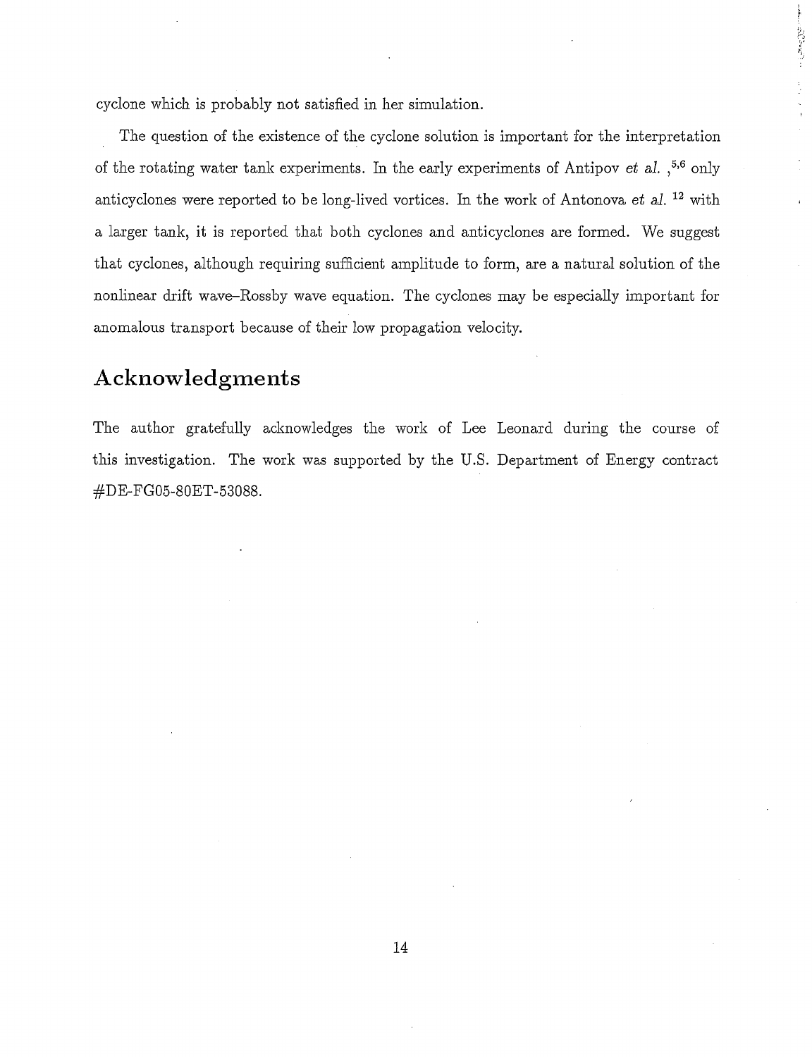cyclone which is probably not satisfied in her simulation.

The question of the existence of the cyclone solution is important for the interpretation of the rotating water tank experiments. In the early experiments of Antipov *et al.* ,[5,6] only anticyclones were reported to be long-lived vortices. In the work of Antonova *et al.* [12] with a larger tank, it is reported that both cyclones and anticyclones are formed. We suggest that cyclones, although requiring sufficient amplitude to form, are a natural solution of the nonlinear drift wave–Rossby wave equation. The cyclones may be especially important for anomalous transport because of their low propagation velocity.

## Acknowledgments

The author gratefully acknowledges the work of Lee Leonard during the course of this investigation. The work was supported by the U.S. Department of Energy contract #DE-FG05-80ET-53088.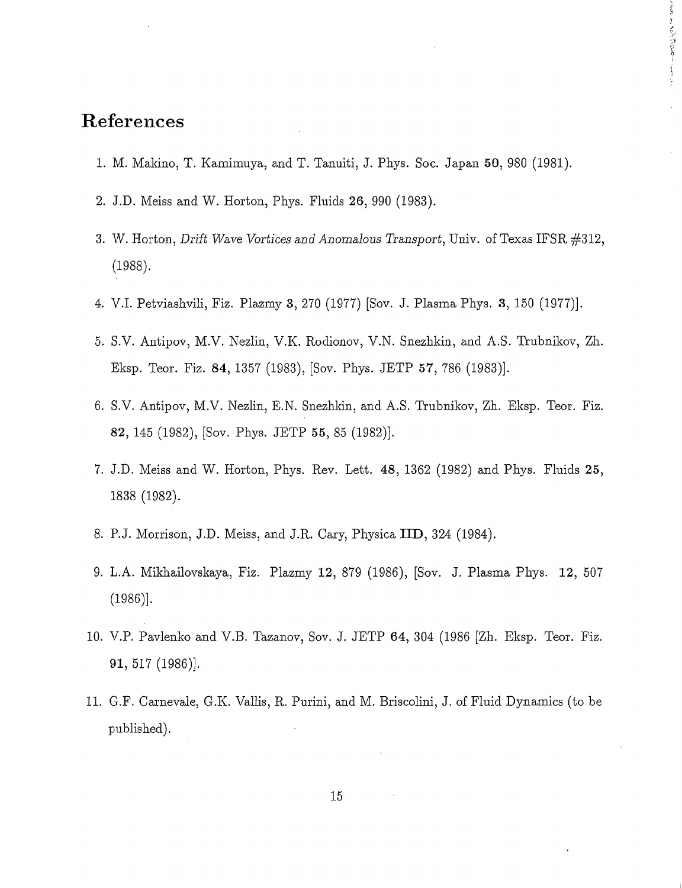# References

1. M. Makino, T. Kamimuya, and T. Tanuiti, J. Phys. Soc. Japan **50**, 980 (1981).
2. J.D. Meiss and W. Horton, Phys. Fluids **26**, 990 (1983).
3. W. Horton, *Drift Wave Vortices and Anomalous Transport*, Univ. of Texas IFSR #312, (1988).
4. V.I. Petviashvili, Fiz. Plazmy **3**, 270 (1977) [Sov. J. Plasma Phys. **3**, 150 (1977)].
5. S.V. Antipov, M.V. Nezlin, V.K. Rodionov, V.N. Snezhkin, and A.S. Trubnikov, Zh. Eksp. Teor. Fiz. **84**, 1357 (1983), [Sov. Phys. JETP **57**, 786 (1983)].
6. S.V. Antipov, M.V. Nezlin, E.N. Snezhkin, and A.S. Trubnikov, Zh. Eksp. Teor. Fiz. **82**, 145 (1982), [Sov. Phys. JETP **55**, 85 (1982)].
7. J.D. Meiss and W. Horton, Phys. Rev. Lett. **48**, 1362 (1982) and Phys. Fluids **25**, 1838 (1982).
8. P.J. Morrison, J.D. Meiss, and J.R. Cary, Physica **IID**, 324 (1984).
9. L.A. Mikhailovskaya, Fiz. Plazmy **12**, 879 (1986), [Sov. J. Plasma Phys. **12**, 507 (1986)].
10. V.P. Pavlenko and V.B. Tazanov, Sov. J. JETP **64**, 304 (1986 [Zh. Eksp. Teor. Fiz. **91**, 517 (1986)].
11. G.F. Carnevale, G.K. Vallis, R. Purini, and M. Briscolini, J. of Fluid Dynamics (to be published).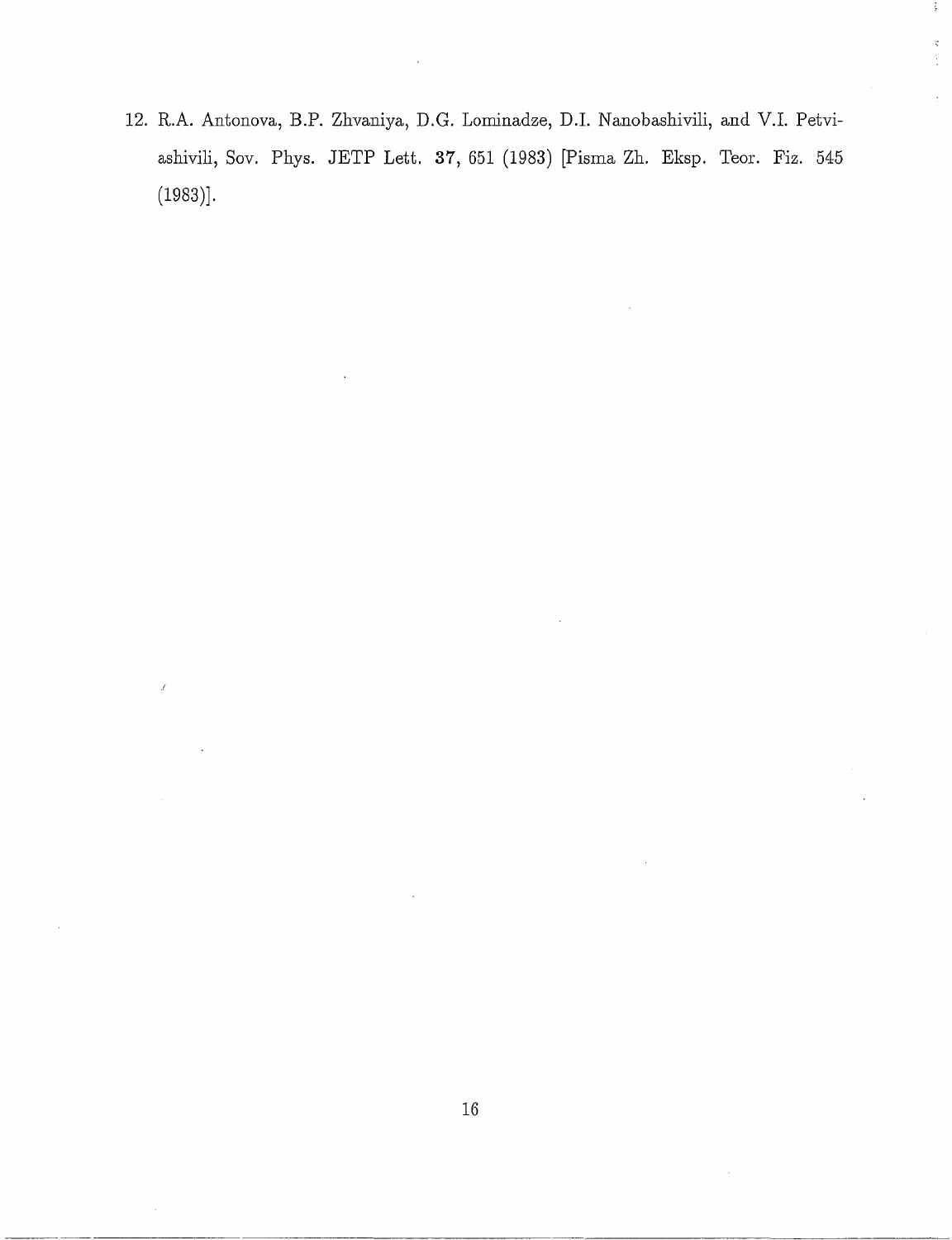12. R.A. Antonova, B.P. Zhvaniya, D.G. Lominadze, D.I. Nanobashivili, and V.I. Petviashivili, Sov. Phys. JETP Lett. **37**, 651 (1983) [Pisma Zh. Eksp. Teor. Fiz. 545 (1983)].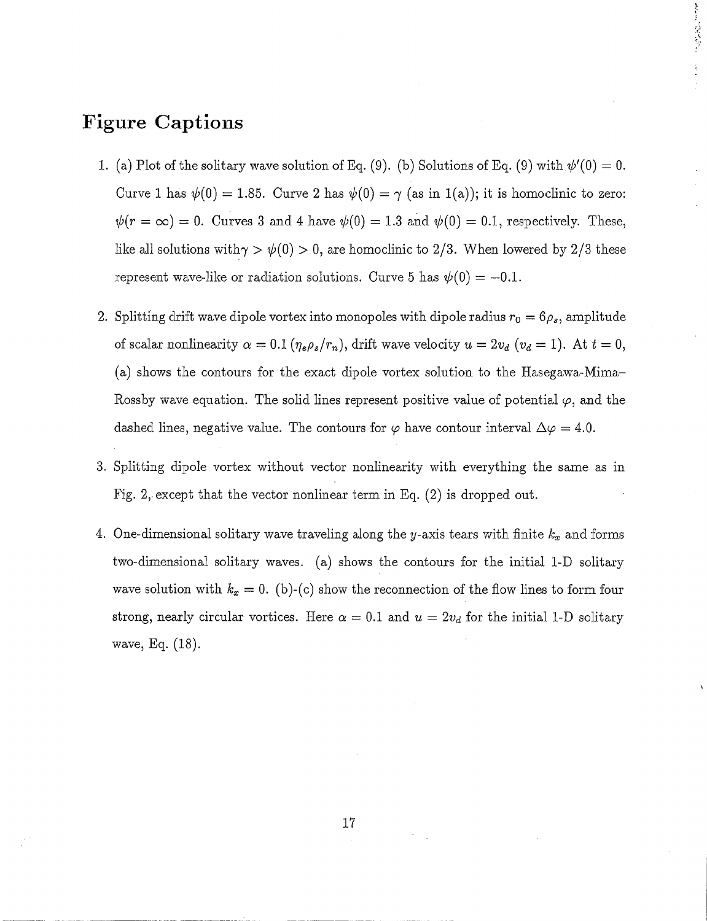# Figure Captions

1. (a) Plot of the solitary wave solution of Eq. (9). (b) Solutions of Eq. (9) with $\psi'(0) = 0$. Curve 1 has $\psi(0) = 1.85$. Curve 2 has $\psi(0) = \gamma$ (as in 1(a)); it is homoclinic to zero: $\psi(r = \infty) = 0$. Curves 3 and 4 have $\psi(0) = 1.3$ and $\psi(0) = 0.1$, respectively. These, like all solutions with$\gamma > \psi(0) > 0$, are homoclinic to 2/3. When lowered by 2/3 these represent wave-like or radiation solutions. Curve 5 has $\psi(0) = -0.1$.

2. Splitting drift wave dipole vortex into monopoles with dipole radius $r_0 = 6\rho_s$, amplitude of scalar nonlinearity $\alpha = 0.1$ $(\eta_e \rho_s / r_n)$, drift wave velocity $u = 2v_d$ $(v_d = 1)$. At $t = 0$, (a) shows the contours for the exact dipole vortex solution to the Hasegawa-Mima-Rossby wave equation. The solid lines represent positive value of potential $\varphi$, and the dashed lines, negative value. The contours for $\varphi$ have contour interval $\Delta\varphi = 4.0$.

3. Splitting dipole vortex without vector nonlinearity with everything the same as in Fig. 2, except that the vector nonlinear term in Eq. (2) is dropped out.

4. One-dimensional solitary wave traveling along the $y$-axis tears with finite $k_x$ and forms two-dimensional solitary waves. (a) shows the contours for the initial 1-D solitary wave solution with $k_x = 0$. (b)-(c) show the reconnection of the flow lines to form four strong, nearly circular vortices. Here $\alpha = 0.1$ and $u = 2v_d$ for the initial 1-D solitary wave, Eq. (18).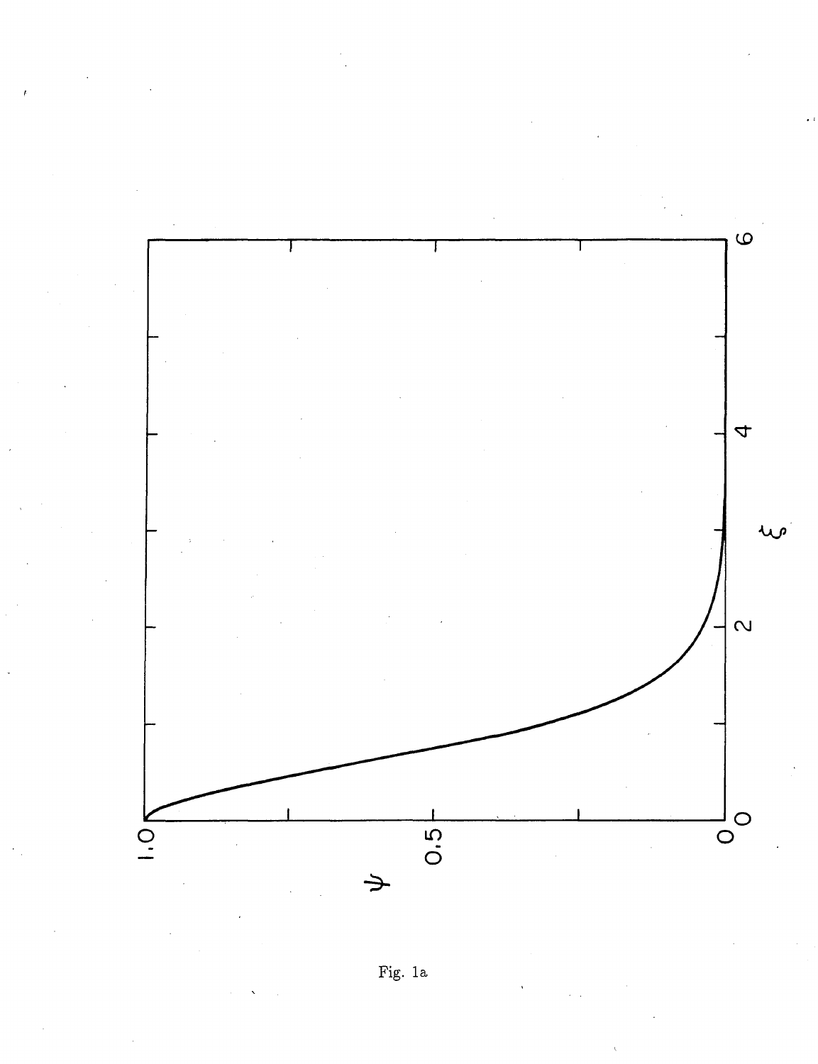Fig. 1a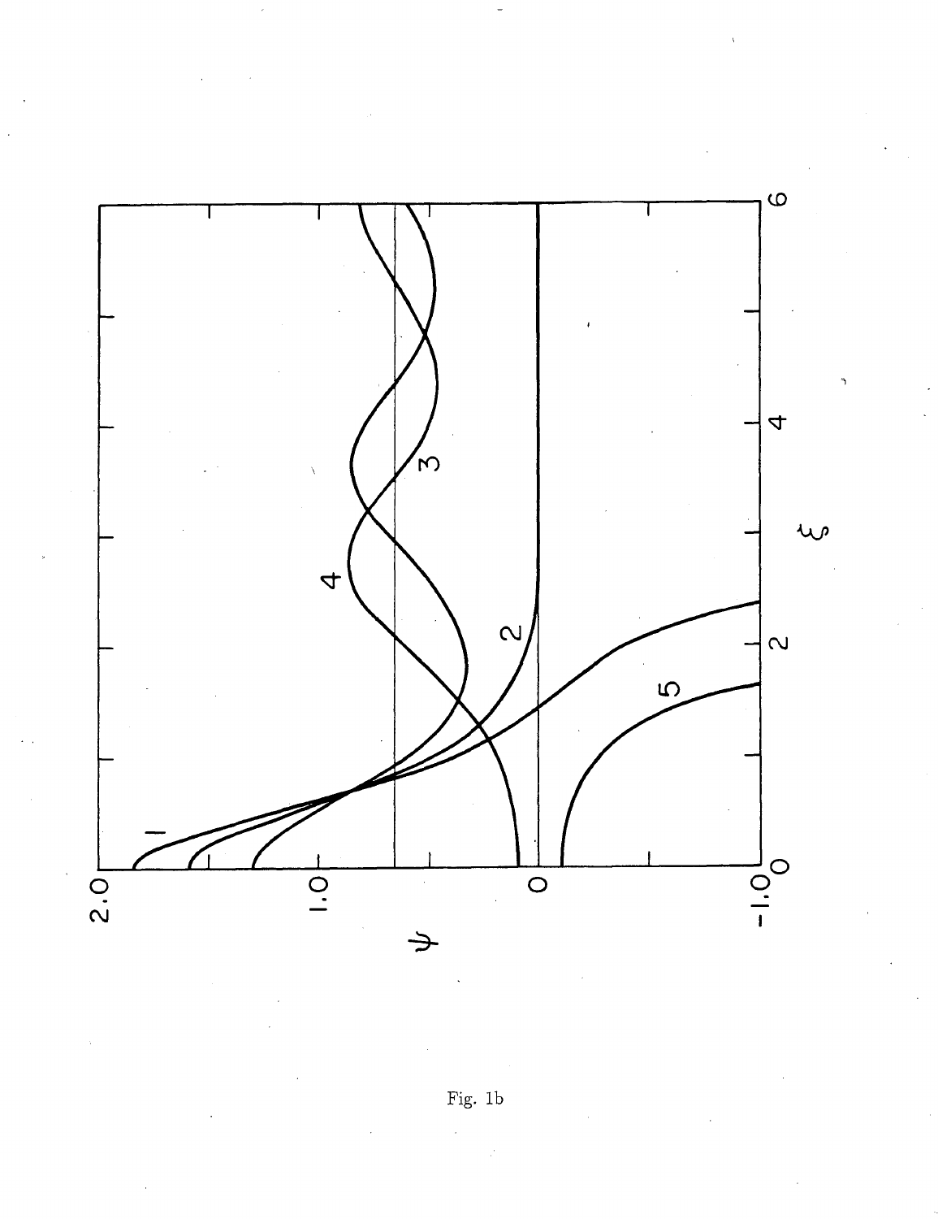Fig. 1b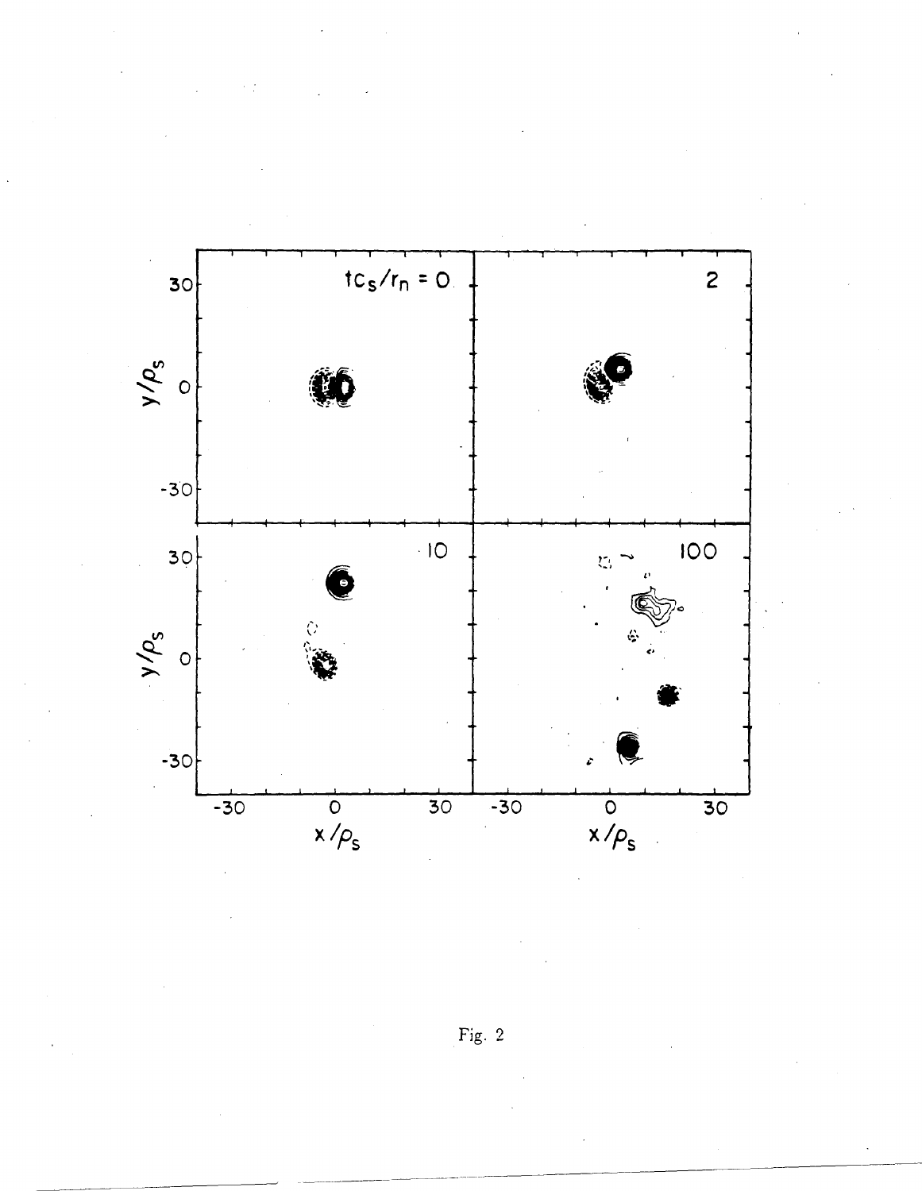Fig. 2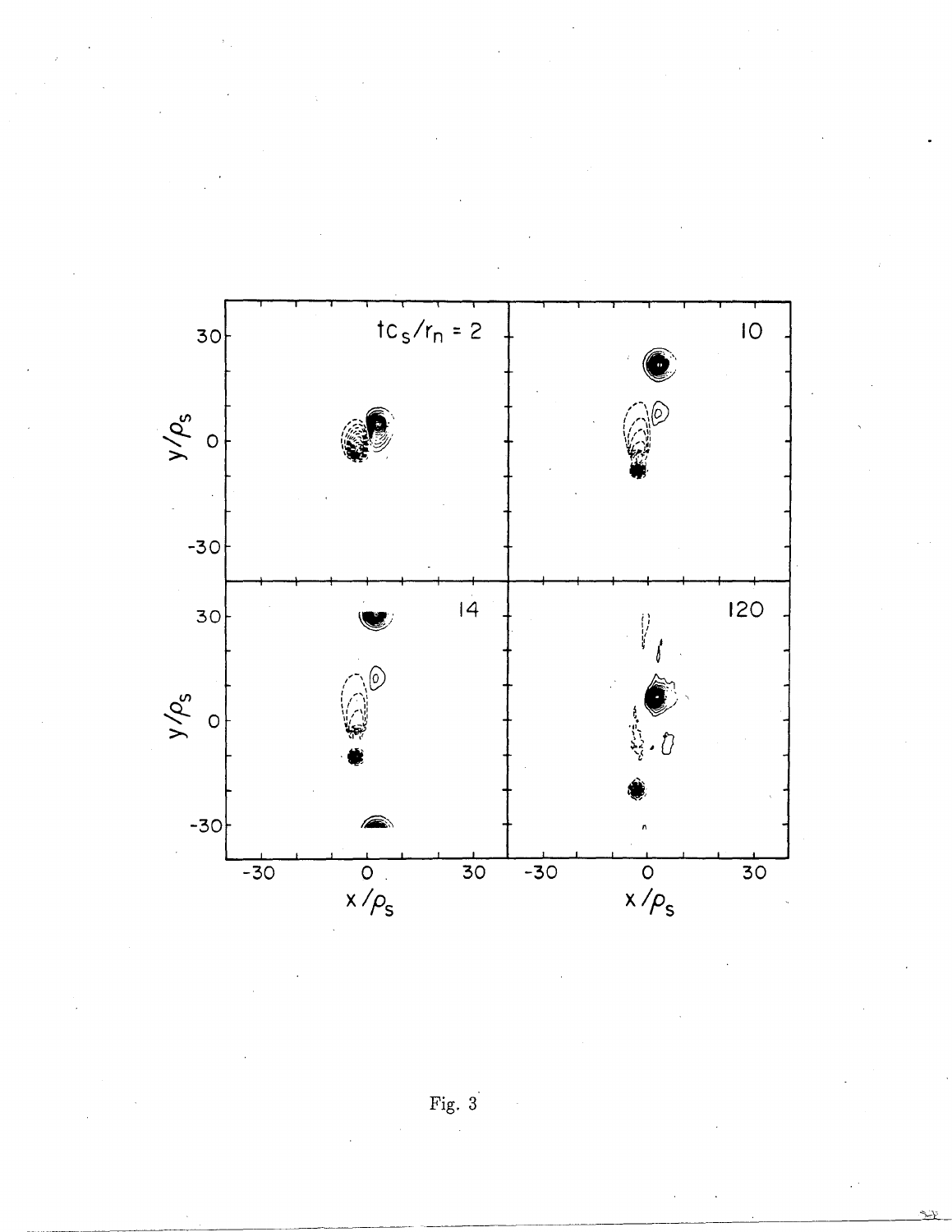Fig. 3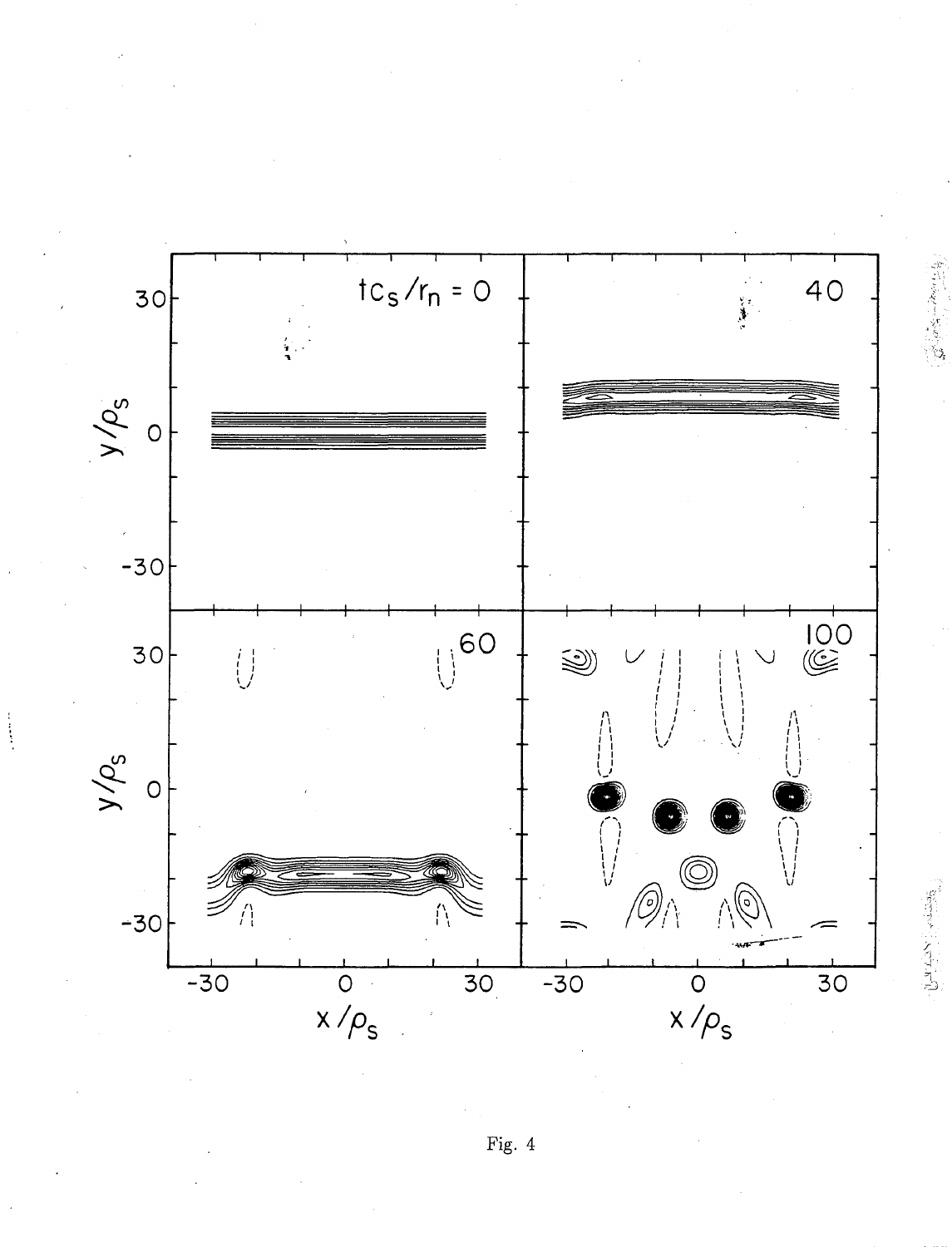$tc_s/r_n = 0$

40

60

100

30

0

-30

$y/\rho_s$

-30

0

30

$x/\rho_s$

Fig. 4